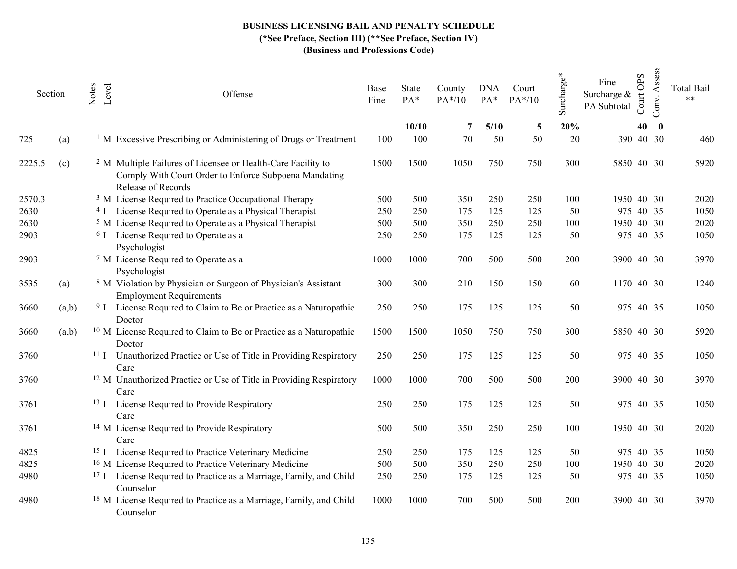**BUSINESS LICENSING BAIL AND PENALTY SCHEDULE**
**(*See Preface, Section III) (**See Preface, Section IV)**
**(Business and Professions Code)**

| Section | | Notes | Level | Offense | Base Fine | State PA* | County PA*/10 | DNA PA* | Court PA*/10 | Surcharge* | Fine Surcharge & PA Subtotal | Court OPS | Conv. Assess | Total Bail ** |
|---|---|---|---|---|---|---|---|---|---|---|---|---|---|---|
| | | | | | | **10/10** | **7** | **5/10** | **5** | **20%** | | **40** | **0** | |
| 725 | (a) | 1 | M | Excessive Prescribing or Administering of Drugs or Treatment | 100 | 100 | 70 | 50 | 50 | 20 | 390 | 40 | 30 | 460 |
| 2225.5 | (c) | 2 | M | Multiple Failures of Licensee or Health-Care Facility to Comply With Court Order to Enforce Subpoena Mandating Release of Records | 1500 | 1500 | 1050 | 750 | 750 | 300 | 5850 | 40 | 30 | 5920 |
| 2570.3 | | 3 | M | License Required to Practice Occupational Therapy | 500 | 500 | 350 | 250 | 250 | 100 | 1950 | 40 | 30 | 2020 |
| 2630 | | 4 | I | License Required to Operate as a Physical Therapist | 250 | 250 | 175 | 125 | 125 | 50 | 975 | 40 | 35 | 1050 |
| 2630 | | 5 | M | License Required to Operate as a Physical Therapist | 500 | 500 | 350 | 250 | 250 | 100 | 1950 | 40 | 30 | 2020 |
| 2903 | | 6 | I | License Required to Operate as a Psychologist | 250 | 250 | 175 | 125 | 125 | 50 | 975 | 40 | 35 | 1050 |
| 2903 | | 7 | M | License Required to Operate as a Psychologist | 1000 | 1000 | 700 | 500 | 500 | 200 | 3900 | 40 | 30 | 3970 |
| 3535 | (a) | 8 | M | Violation by Physician or Surgeon of Physician's Assistant Employment Requirements | 300 | 300 | 210 | 150 | 150 | 60 | 1170 | 40 | 30 | 1240 |
| 3660 | (a,b) | 9 | I | License Required to Claim to Be or Practice as a Naturopathic Doctor | 250 | 250 | 175 | 125 | 125 | 50 | 975 | 40 | 35 | 1050 |
| 3660 | (a,b) | 10 | M | License Required to Claim to Be or Practice as a Naturopathic Doctor | 1500 | 1500 | 1050 | 750 | 750 | 300 | 5850 | 40 | 30 | 5920 |
| 3760 | | 11 | I | Unauthorized Practice or Use of Title in Providing Respiratory Care | 250 | 250 | 175 | 125 | 125 | 50 | 975 | 40 | 35 | 1050 |
| 3760 | | 12 | M | Unauthorized Practice or Use of Title in Providing Respiratory Care | 1000 | 1000 | 700 | 500 | 500 | 200 | 3900 | 40 | 30 | 3970 |
| 3761 | | 13 | I | License Required to Provide Respiratory Care | 250 | 250 | 175 | 125 | 125 | 50 | 975 | 40 | 35 | 1050 |
| 3761 | | 14 | M | License Required to Provide Respiratory Care | 500 | 500 | 350 | 250 | 250 | 100 | 1950 | 40 | 30 | 2020 |
| 4825 | | 15 | I | License Required to Practice Veterinary Medicine | 250 | 250 | 175 | 125 | 125 | 50 | 975 | 40 | 35 | 1050 |
| 4825 | | 16 | M | License Required to Practice Veterinary Medicine | 500 | 500 | 350 | 250 | 250 | 100 | 1950 | 40 | 30 | 2020 |
| 4980 | | 17 | I | License Required to Practice as a Marriage, Family, and Child Counselor | 250 | 250 | 175 | 125 | 125 | 50 | 975 | 40 | 35 | 1050 |
| 4980 | | 18 | M | License Required to Practice as a Marriage, Family, and Child Counselor | 1000 | 1000 | 700 | 500 | 500 | 200 | 3900 | 40 | 30 | 3970 |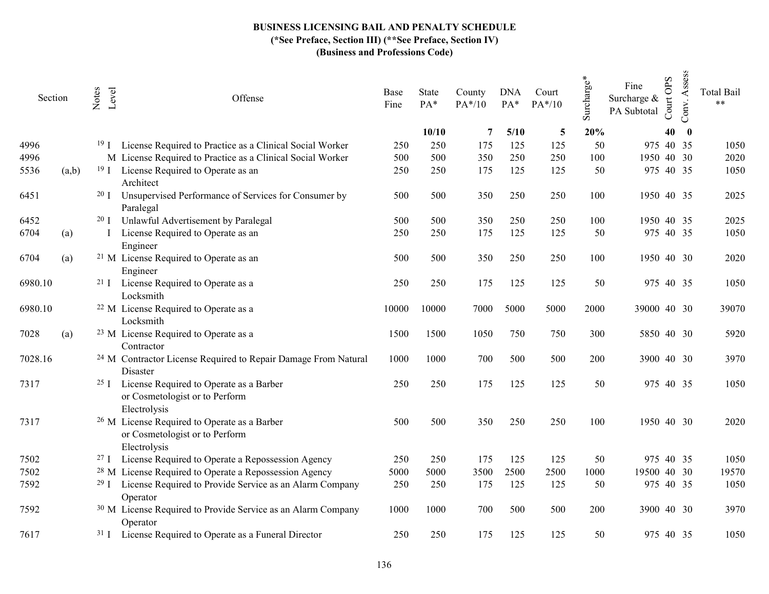**BUSINESS LICENSING BAIL AND PENALTY SCHEDULE**
**(*See Preface, Section III) (**See Preface, Section IV)**
**(Business and Professions Code)**

| Section | | Notes | Level | Offense | Base Fine | State PA* | County PA*/10 | DNA PA* | Court PA*/10 | Surcharge* | Fine Surcharge & PA Subtotal | Court OPS | Conv. Assess | Total Bail ** |
|---|---|---|---|---|---|---|---|---|---|---|---|---|---|---|
| | | | | | | 10/10 | 7 | 5/10 | 5 | 20% | | 40 | 0 | |
| 4996 | | 19 | I | License Required to Practice as a Clinical Social Worker | 250 | 250 | 175 | 125 | 125 | 50 | 975 | 40 | 35 | 1050 |
| 4996 | | | M | License Required to Practice as a Clinical Social Worker | 500 | 500 | 350 | 250 | 250 | 100 | 1950 | 40 | 30 | 2020 |
| 5536 | (a,b) | 19 | I | License Required to Operate as an Architect | 250 | 250 | 175 | 125 | 125 | 50 | 975 | 40 | 35 | 1050 |
| 6451 | | 20 | I | Unsupervised Performance of Services for Consumer by Paralegal | 500 | 500 | 350 | 250 | 250 | 100 | 1950 | 40 | 35 | 2025 |
| 6452 | | 20 | I | Unlawful Advertisement by Paralegal | 500 | 500 | 350 | 250 | 250 | 100 | 1950 | 40 | 35 | 2025 |
| 6704 | (a) | | I | License Required to Operate as an Engineer | 250 | 250 | 175 | 125 | 125 | 50 | 975 | 40 | 35 | 1050 |
| 6704 | (a) | 21 | M | License Required to Operate as an Engineer | 500 | 500 | 350 | 250 | 250 | 100 | 1950 | 40 | 30 | 2020 |
| 6980.10 | | 21 | I | License Required to Operate as a Locksmith | 250 | 250 | 175 | 125 | 125 | 50 | 975 | 40 | 35 | 1050 |
| 6980.10 | | 22 | M | License Required to Operate as a Locksmith | 10000 | 10000 | 7000 | 5000 | 5000 | 2000 | 39000 | 40 | 30 | 39070 |
| 7028 | (a) | 23 | M | License Required to Operate as a Contractor | 1500 | 1500 | 1050 | 750 | 750 | 300 | 5850 | 40 | 30 | 5920 |
| 7028.16 | | 24 | M | Contractor License Required to Repair Damage From Natural Disaster | 1000 | 1000 | 700 | 500 | 500 | 200 | 3900 | 40 | 30 | 3970 |
| 7317 | | 25 | I | License Required to Operate as a Barber or Cosmetologist or to Perform Electrolysis | 250 | 250 | 175 | 125 | 125 | 50 | 975 | 40 | 35 | 1050 |
| 7317 | | 26 | M | License Required to Operate as a Barber or Cosmetologist or to Perform Electrolysis | 500 | 500 | 350 | 250 | 250 | 100 | 1950 | 40 | 30 | 2020 |
| 7502 | | 27 | I | License Required to Operate a Repossession Agency | 250 | 250 | 175 | 125 | 125 | 50 | 975 | 40 | 35 | 1050 |
| 7502 | | 28 | M | License Required to Operate a Repossession Agency | 5000 | 5000 | 3500 | 2500 | 2500 | 1000 | 19500 | 40 | 30 | 19570 |
| 7592 | | 29 | I | License Required to Provide Service as an Alarm Company Operator | 250 | 250 | 175 | 125 | 125 | 50 | 975 | 40 | 35 | 1050 |
| 7592 | | 30 | M | License Required to Provide Service as an Alarm Company Operator | 1000 | 1000 | 700 | 500 | 500 | 200 | 3900 | 40 | 30 | 3970 |
| 7617 | | 31 | I | License Required to Operate as a Funeral Director | 250 | 250 | 175 | 125 | 125 | 50 | 975 | 40 | 35 | 1050 |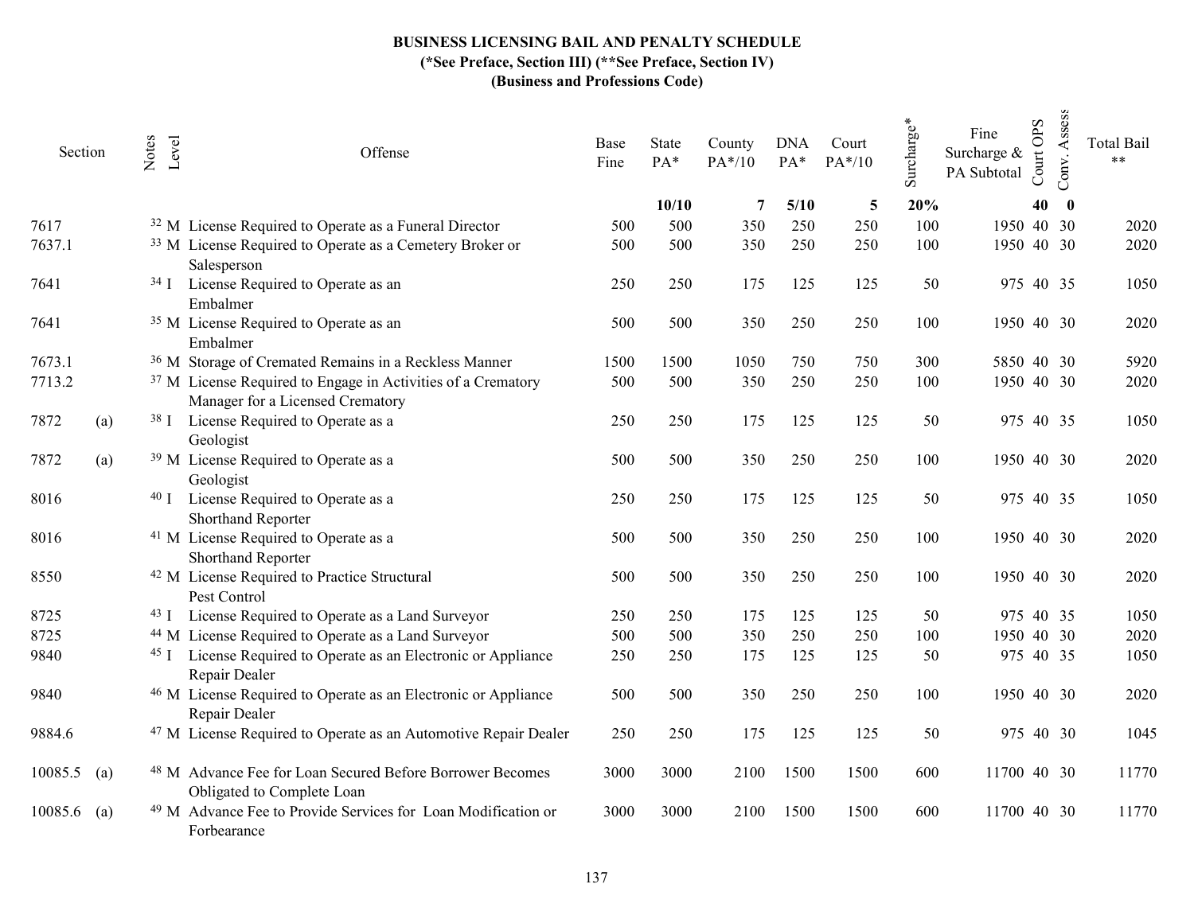**BUSINESS LICENSING BAIL AND PENALTY SCHEDULE**
**(*See Preface, Section III) (**See Preface, Section IV)**
**(Business and Professions Code)**

| Section | | Notes | Level | Offense | Base Fine | State PA* | County PA*/10 | DNA PA* | Court PA*/10 | Surcharge* | Fine Surcharge & PA Subtotal | Court OPS | Conv. Assess | Total Bail ** |
|---|---|---|---|---|---|---|---|---|---|---|---|---|---|---|
| | | | | | | **10/10** | **7** | **5/10** | **5** | **20%** | | **40** | **0** | |
| 7617 | | 32 | M | License Required to Operate as a Funeral Director | 500 | 500 | 350 | 250 | 250 | 100 | 1950 | 40 | 30 | 2020 |
| 7637.1 | | 33 | M | License Required to Operate as a Cemetery Broker or Salesperson | 500 | 500 | 350 | 250 | 250 | 100 | 1950 | 40 | 30 | 2020 |
| 7641 | | 34 | I | License Required to Operate as an Embalmer | 250 | 250 | 175 | 125 | 125 | 50 | 975 | 40 | 35 | 1050 |
| 7641 | | 35 | M | License Required to Operate as an Embalmer | 500 | 500 | 350 | 250 | 250 | 100 | 1950 | 40 | 30 | 2020 |
| 7673.1 | | 36 | M | Storage of Cremated Remains in a Reckless Manner | 1500 | 1500 | 1050 | 750 | 750 | 300 | 5850 | 40 | 30 | 5920 |
| 7713.2 | | 37 | M | License Required to Engage in Activities of a Crematory Manager for a Licensed Crematory | 500 | 500 | 350 | 250 | 250 | 100 | 1950 | 40 | 30 | 2020 |
| 7872 | (a) | 38 | I | License Required to Operate as a Geologist | 250 | 250 | 175 | 125 | 125 | 50 | 975 | 40 | 35 | 1050 |
| 7872 | (a) | 39 | M | License Required to Operate as a Geologist | 500 | 500 | 350 | 250 | 250 | 100 | 1950 | 40 | 30 | 2020 |
| 8016 | | 40 | I | License Required to Operate as a Shorthand Reporter | 250 | 250 | 175 | 125 | 125 | 50 | 975 | 40 | 35 | 1050 |
| 8016 | | 41 | M | License Required to Operate as a Shorthand Reporter | 500 | 500 | 350 | 250 | 250 | 100 | 1950 | 40 | 30 | 2020 |
| 8550 | | 42 | M | License Required to Practice Structural Pest Control | 500 | 500 | 350 | 250 | 250 | 100 | 1950 | 40 | 30 | 2020 |
| 8725 | | 43 | I | License Required to Operate as a Land Surveyor | 250 | 250 | 175 | 125 | 125 | 50 | 975 | 40 | 35 | 1050 |
| 8725 | | 44 | M | License Required to Operate as a Land Surveyor | 500 | 500 | 350 | 250 | 250 | 100 | 1950 | 40 | 30 | 2020 |
| 9840 | | 45 | I | License Required to Operate as an Electronic or Appliance Repair Dealer | 250 | 250 | 175 | 125 | 125 | 50 | 975 | 40 | 35 | 1050 |
| 9840 | | 46 | M | License Required to Operate as an Electronic or Appliance Repair Dealer | 500 | 500 | 350 | 250 | 250 | 100 | 1950 | 40 | 30 | 2020 |
| 9884.6 | | 47 | M | License Required to Operate as an Automotive Repair Dealer | 250 | 250 | 175 | 125 | 125 | 50 | 975 | 40 | 30 | 1045 |
| 10085.5 | (a) | 48 | M | Advance Fee for Loan Secured Before Borrower Becomes Obligated to Complete Loan | 3000 | 3000 | 2100 | 1500 | 1500 | 600 | 11700 | 40 | 30 | 11770 |
| 10085.6 | (a) | 49 | M | Advance Fee to Provide Services for Loan Modification or Forbearance | 3000 | 3000 | 2100 | 1500 | 1500 | 600 | 11700 | 40 | 30 | 11770 |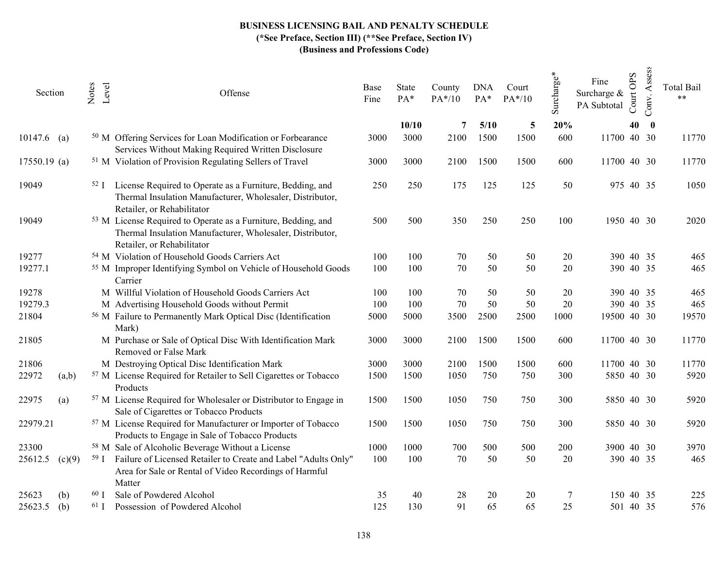**BUSINESS LICENSING BAIL AND PENALTY SCHEDULE**
**(*See Preface, Section III) (**See Preface, Section IV)**
**(Business and Professions Code)**

| Section | | Notes | Level | Offense | Base Fine | State PA* | County PA*/10 | DNA PA* | Court PA*/10 | Surcharge* | Fine Surcharge & PA Subtotal | Court OPS | Conv. Assess | Total Bail ** |
|---|---|---|---|---|---|---|---|---|---|---|---|---|---|---|
| | | | | | | 10/10 | 7 | 5/10 | 5 | 20% | | 40 | 0 | |
| 10147.6 | (a) | 50 | M | Offering Services for Loan Modification or Forbearance Services Without Making Required Written Disclosure | 3000 | 3000 | 2100 | 1500 | 1500 | 600 | 11700 | 40 | 30 | 11770 |
| 17550.19 | (a) | 51 | M | Violation of Provision Regulating Sellers of Travel | 3000 | 3000 | 2100 | 1500 | 1500 | 600 | 11700 | 40 | 30 | 11770 |
| 19049 | | 52 | I | License Required to Operate as a Furniture, Bedding, and Thermal Insulation Manufacturer, Wholesaler, Distributor, Retailer, or Rehabilitator | 250 | 250 | 175 | 125 | 125 | 50 | 975 | 40 | 35 | 1050 |
| 19049 | | 53 | M | License Required to Operate as a Furniture, Bedding, and Thermal Insulation Manufacturer, Wholesaler, Distributor, Retailer, or Rehabilitator | 500 | 500 | 350 | 250 | 250 | 100 | 1950 | 40 | 30 | 2020 |
| 19277 | | 54 | M | Violation of Household Goods Carriers Act | 100 | 100 | 70 | 50 | 50 | 20 | 390 | 40 | 35 | 465 |
| 19277.1 | | 55 | M | Improper Identifying Symbol on Vehicle of Household Goods Carrier | 100 | 100 | 70 | 50 | 50 | 20 | 390 | 40 | 35 | 465 |
| 19278 | | | M | Willful Violation of Household Goods Carriers Act | 100 | 100 | 70 | 50 | 50 | 20 | 390 | 40 | 35 | 465 |
| 19279.3 | | | M | Advertising Household Goods without Permit | 100 | 100 | 70 | 50 | 50 | 20 | 390 | 40 | 35 | 465 |
| 21804 | | 56 | M | Failure to Permanently Mark Optical Disc (Identification Mark) | 5000 | 5000 | 3500 | 2500 | 2500 | 1000 | 19500 | 40 | 30 | 19570 |
| 21805 | | | M | Purchase or Sale of Optical Disc With Identification Mark Removed or False Mark | 3000 | 3000 | 2100 | 1500 | 1500 | 600 | 11700 | 40 | 30 | 11770 |
| 21806 | | | M | Destroying Optical Disc Identification Mark | 3000 | 3000 | 2100 | 1500 | 1500 | 600 | 11700 | 40 | 30 | 11770 |
| 22972 | (a,b) | 57 | M | License Required for Retailer to Sell Cigarettes or Tobacco Products | 1500 | 1500 | 1050 | 750 | 750 | 300 | 5850 | 40 | 30 | 5920 |
| 22975 | (a) | 57 | M | License Required for Wholesaler or Distributor to Engage in Sale of Cigarettes or Tobacco Products | 1500 | 1500 | 1050 | 750 | 750 | 300 | 5850 | 40 | 30 | 5920 |
| 22979.21 | | 57 | M | License Required for Manufacturer or Importer of Tobacco Products to Engage in Sale of Tobacco Products | 1500 | 1500 | 1050 | 750 | 750 | 300 | 5850 | 40 | 30 | 5920 |
| 23300 | | 58 | M | Sale of Alcoholic Beverage Without a License | 1000 | 1000 | 700 | 500 | 500 | 200 | 3900 | 40 | 30 | 3970 |
| 25612.5 | (c)(9) | 59 | I | Failure of Licensed Retailer to Create and Label "Adults Only" Area for Sale or Rental of Video Recordings of Harmful Matter | 100 | 100 | 70 | 50 | 50 | 20 | 390 | 40 | 35 | 465 |
| 25623 | (b) | 60 | I | Sale of Powdered Alcohol | 35 | 40 | 28 | 20 | 20 | 7 | 150 | 40 | 35 | 225 |
| 25623.5 | (b) | 61 | I | Possession of Powdered Alcohol | 125 | 130 | 91 | 65 | 65 | 25 | 501 | 40 | 35 | 576 |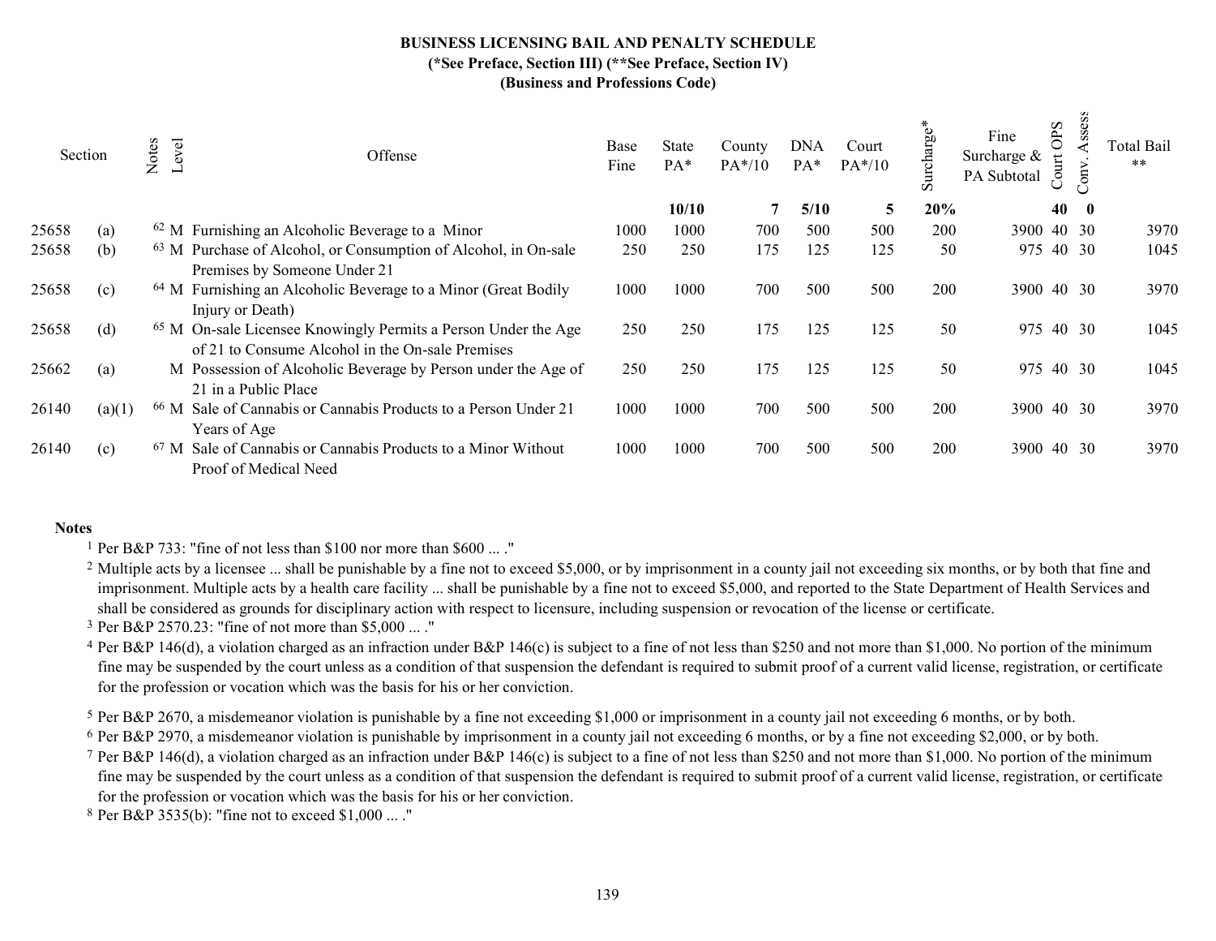# BUSINESS LICENSING BAIL AND PENALTY SCHEDULE

**(*See Preface, Section III) (**See Preface, Section IV)**

**(Business and Professions Code)**

| Section | | Notes | Level | Offense | Base Fine | State PA* | County PA*/10 | DNA PA* | Court PA*/10 | Surcharge* | Fine Surcharge & PA Subtotal | Court OPS | Conv. Assess | Total Bail ** |
|---|---|---|---|---|---|---|---|---|---|---|---|---|---|---|
| | | | | | | **10/10** | **7** | **5/10** | **5** | **20%** | | **40** | **0** | |
| 25658 | (a) | 62 | M | Furnishing an Alcoholic Beverage to a Minor | 1000 | 1000 | 700 | 500 | 500 | 200 | 3900 | 40 | 30 | 3970 |
| 25658 | (b) | 63 | M | Purchase of Alcohol, or Consumption of Alcohol, in On-sale Premises by Someone Under 21 | 250 | 250 | 175 | 125 | 125 | 50 | 975 | 40 | 30 | 1045 |
| 25658 | (c) | 64 | M | Furnishing an Alcoholic Beverage to a Minor (Great Bodily Injury or Death) | 1000 | 1000 | 700 | 500 | 500 | 200 | 3900 | 40 | 30 | 3970 |
| 25658 | (d) | 65 | M | On-sale Licensee Knowingly Permits a Person Under the Age of 21 to Consume Alcohol in the On-sale Premises | 250 | 250 | 175 | 125 | 125 | 50 | 975 | 40 | 30 | 1045 |
| 25662 | (a) | | M | Possession of Alcoholic Beverage by Person under the Age of 21 in a Public Place | 250 | 250 | 175 | 125 | 125 | 50 | 975 | 40 | 30 | 1045 |
| 26140 | (a)(1) | 66 | M | Sale of Cannabis or Cannabis Products to a Person Under 21 Years of Age | 1000 | 1000 | 700 | 500 | 500 | 200 | 3900 | 40 | 30 | 3970 |
| 26140 | (c) | 67 | M | Sale of Cannabis or Cannabis Products to a Minor Without Proof of Medical Need | 1000 | 1000 | 700 | 500 | 500 | 200 | 3900 | 40 | 30 | 3970 |

**Notes**

[1] Per B&P 733: "fine of not less than $100 nor more than $600 ... ."

[2] Multiple acts by a licensee ... shall be punishable by a fine not to exceed $5,000, or by imprisonment in a county jail not exceeding six months, or by both that fine and imprisonment. Multiple acts by a health care facility ... shall be punishable by a fine not to exceed $5,000, and reported to the State Department of Health Services and shall be considered as grounds for disciplinary action with respect to licensure, including suspension or revocation of the license or certificate.

[3] Per B&P 2570.23: "fine of not more than $5,000 ... ."

[4] Per B&P 146(d), a violation charged as an infraction under B&P 146(c) is subject to a fine of not less than $250 and not more than $1,000. No portion of the minimum fine may be suspended by the court unless as a condition of that suspension the defendant is required to submit proof of a current valid license, registration, or certificate for the profession or vocation which was the basis for his or her conviction.

[5] Per B&P 2670, a misdemeanor violation is punishable by a fine not exceeding $1,000 or imprisonment in a county jail not exceeding 6 months, or by both.

[6] Per B&P 2970, a misdemeanor violation is punishable by imprisonment in a county jail not exceeding 6 months, or by a fine not exceeding $2,000, or by both.

[7] Per B&P 146(d), a violation charged as an infraction under B&P 146(c) is subject to a fine of not less than $250 and not more than $1,000. No portion of the minimum fine may be suspended by the court unless as a condition of that suspension the defendant is required to submit proof of a current valid license, registration, or certificate for the profession or vocation which was the basis for his or her conviction.

[8] Per B&P 3535(b): "fine not to exceed $1,000 ... ."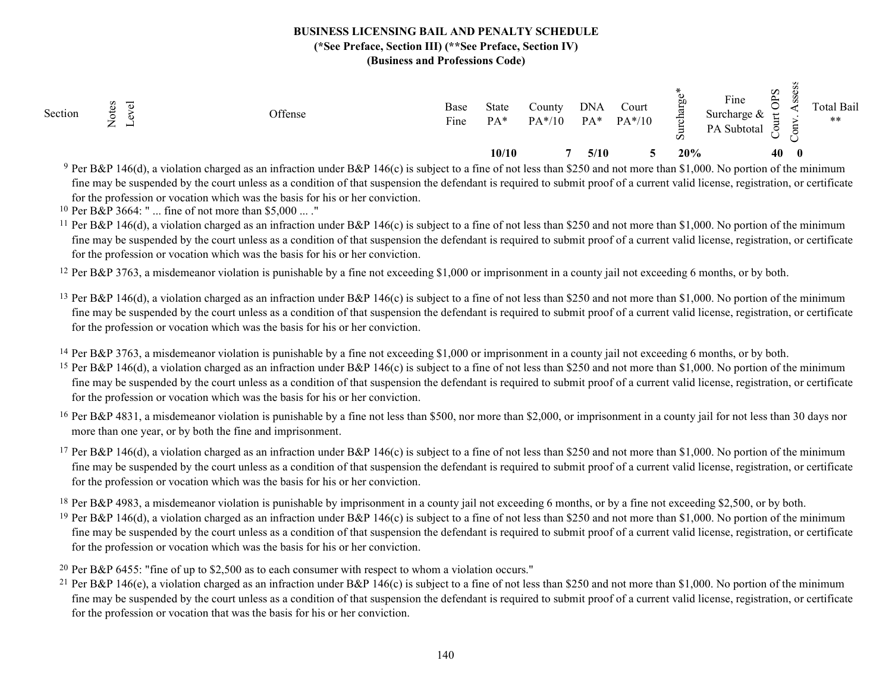# BUSINESS LICENSING BAIL AND PENALTY SCHEDULE

**(*See Preface, Section III) (**See Preface, Section IV)**

**(Business and Professions Code)**

| Section | Notes | Level | Offense | Base Fine | State PA* | County PA*/10 | DNA PA* | Court PA*/10 | Surcharge* | Fine Surcharge & PA Subtotal | Court OPS | Conv. Assess | Total Bail ** |
|---|---|---|---|---|---|---|---|---|---|---|---|---|---|
| | | | | | **10/10** | **7** | **5/10** | **5** | **20%** | | **40** | **0** | |

[9] Per B&P 146(d), a violation charged as an infraction under B&P 146(c) is subject to a fine of not less than $250 and not more than $1,000. No portion of the minimum fine may be suspended by the court unless as a condition of that suspension the defendant is required to submit proof of a current valid license, registration, or certificate for the profession or vocation which was the basis for his or her conviction.

[10] Per B&P 3664: " ... fine of not more than $5,000 ... ."

[11] Per B&P 146(d), a violation charged as an infraction under B&P 146(c) is subject to a fine of not less than $250 and not more than $1,000. No portion of the minimum fine may be suspended by the court unless as a condition of that suspension the defendant is required to submit proof of a current valid license, registration, or certificate for the profession or vocation which was the basis for his or her conviction.

[12] Per B&P 3763, a misdemeanor violation is punishable by a fine not exceeding $1,000 or imprisonment in a county jail not exceeding 6 months, or by both.

[13] Per B&P 146(d), a violation charged as an infraction under B&P 146(c) is subject to a fine of not less than $250 and not more than $1,000. No portion of the minimum fine may be suspended by the court unless as a condition of that suspension the defendant is required to submit proof of a current valid license, registration, or certificate for the profession or vocation which was the basis for his or her conviction.

[14] Per B&P 3763, a misdemeanor violation is punishable by a fine not exceeding $1,000 or imprisonment in a county jail not exceeding 6 months, or by both.

[15] Per B&P 146(d), a violation charged as an infraction under B&P 146(c) is subject to a fine of not less than $250 and not more than $1,000. No portion of the minimum fine may be suspended by the court unless as a condition of that suspension the defendant is required to submit proof of a current valid license, registration, or certificate for the profession or vocation which was the basis for his or her conviction.

[16] Per B&P 4831, a misdemeanor violation is punishable by a fine not less than $500, nor more than $2,000, or imprisonment in a county jail for not less than 30 days nor more than one year, or by both the fine and imprisonment.

[17] Per B&P 146(d), a violation charged as an infraction under B&P 146(c) is subject to a fine of not less than $250 and not more than $1,000. No portion of the minimum fine may be suspended by the court unless as a condition of that suspension the defendant is required to submit proof of a current valid license, registration, or certificate for the profession or vocation which was the basis for his or her conviction.

[18] Per B&P 4983, a misdemeanor violation is punishable by imprisonment in a county jail not exceeding 6 months, or by a fine not exceeding $2,500, or by both.

[19] Per B&P 146(d), a violation charged as an infraction under B&P 146(c) is subject to a fine of not less than $250 and not more than $1,000. No portion of the minimum fine may be suspended by the court unless as a condition of that suspension the defendant is required to submit proof of a current valid license, registration, or certificate for the profession or vocation which was the basis for his or her conviction.

[20] Per B&P 6455: "fine of up to $2,500 as to each consumer with respect to whom a violation occurs."

[21] Per B&P 146(e), a violation charged as an infraction under B&P 146(c) is subject to a fine of not less than $250 and not more than $1,000. No portion of the minimum fine may be suspended by the court unless as a condition of that suspension the defendant is required to submit proof of a current valid license, registration, or certificate for the profession or vocation that was the basis for his or her conviction.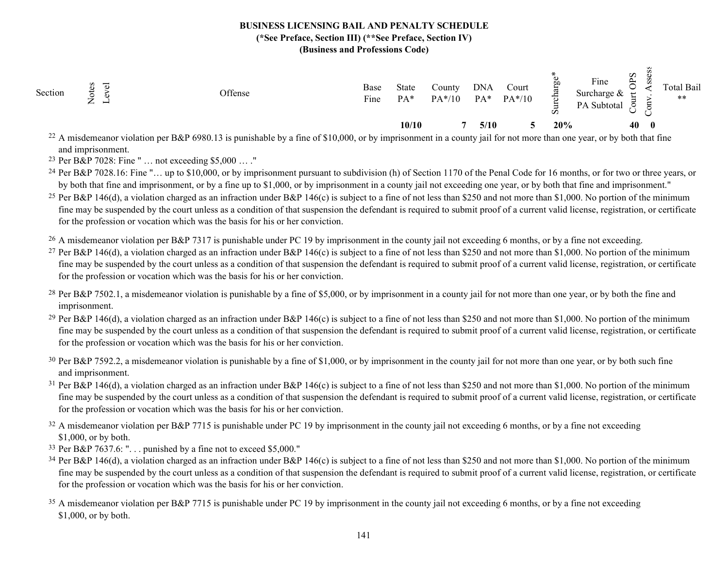**BUSINESS LICENSING BAIL AND PENALTY SCHEDULE**
**(*See Preface, Section III) (**See Preface, Section IV)**
**(Business and Professions Code)**

| Section | Notes | Level | Offense | Base Fine | State PA* | County PA*/10 | DNA PA* | Court PA*/10 | Surcharge* | Fine Surcharge & PA Subtotal | Court OPS | Conv. Assess | Total Bail ** |
|---|---|---|---|---|---|---|---|---|---|---|---|---|---|
| | | | | | **10/10** | **7** | **5/10** | **5** | **20%** | | **40** | **0** | |

[22] A misdemeanor violation per B&P 6980.13 is punishable by a fine of $10,000, or by imprisonment in a county jail for not more than one year, or by both that fine and imprisonment.

[23] Per B&P 7028: Fine " … not exceeding $5,000 … ."

[24] Per B&P 7028.16: Fine "… up to $10,000, or by imprisonment pursuant to subdivision (h) of Section 1170 of the Penal Code for 16 months, or for two or three years, or by both that fine and imprisonment, or by a fine up to $1,000, or by imprisonment in a county jail not exceeding one year, or by both that fine and imprisonment."

[25] Per B&P 146(d), a violation charged as an infraction under B&P 146(c) is subject to a fine of not less than $250 and not more than $1,000. No portion of the minimum fine may be suspended by the court unless as a condition of that suspension the defendant is required to submit proof of a current valid license, registration, or certificate for the profession or vocation which was the basis for his or her conviction.

[26] A misdemeanor violation per B&P 7317 is punishable under PC 19 by imprisonment in the county jail not exceeding 6 months, or by a fine not exceeding.

[27] Per B&P 146(d), a violation charged as an infraction under B&P 146(c) is subject to a fine of not less than $250 and not more than $1,000. No portion of the minimum fine may be suspended by the court unless as a condition of that suspension the defendant is required to submit proof of a current valid license, registration, or certificate for the profession or vocation which was the basis for his or her conviction.

[28] Per B&P 7502.1, a misdemeanor violation is punishable by a fine of $5,000, or by imprisonment in a county jail for not more than one year, or by both the fine and imprisonment.

[29] Per B&P 146(d), a violation charged as an infraction under B&P 146(c) is subject to a fine of not less than $250 and not more than $1,000. No portion of the minimum fine may be suspended by the court unless as a condition of that suspension the defendant is required to submit proof of a current valid license, registration, or certificate for the profession or vocation which was the basis for his or her conviction.

[30] Per B&P 7592.2, a misdemeanor violation is punishable by a fine of $1,000, or by imprisonment in the county jail for not more than one year, or by both such fine and imprisonment.

[31] Per B&P 146(d), a violation charged as an infraction under B&P 146(c) is subject to a fine of not less than $250 and not more than $1,000. No portion of the minimum fine may be suspended by the court unless as a condition of that suspension the defendant is required to submit proof of a current valid license, registration, or certificate for the profession or vocation which was the basis for his or her conviction.

[32] A misdemeanor violation per B&P 7715 is punishable under PC 19 by imprisonment in the county jail not exceeding 6 months, or by a fine not exceeding $1,000, or by both.

[33] Per B&P 7637.6: ". . . punished by a fine not to exceed $5,000."

[34] Per B&P 146(d), a violation charged as an infraction under B&P 146(c) is subject to a fine of not less than $250 and not more than $1,000. No portion of the minimum fine may be suspended by the court unless as a condition of that suspension the defendant is required to submit proof of a current valid license, registration, or certificate for the profession or vocation which was the basis for his or her conviction.

[35] A misdemeanor violation per B&P 7715 is punishable under PC 19 by imprisonment in the county jail not exceeding 6 months, or by a fine not exceeding $1,000, or by both.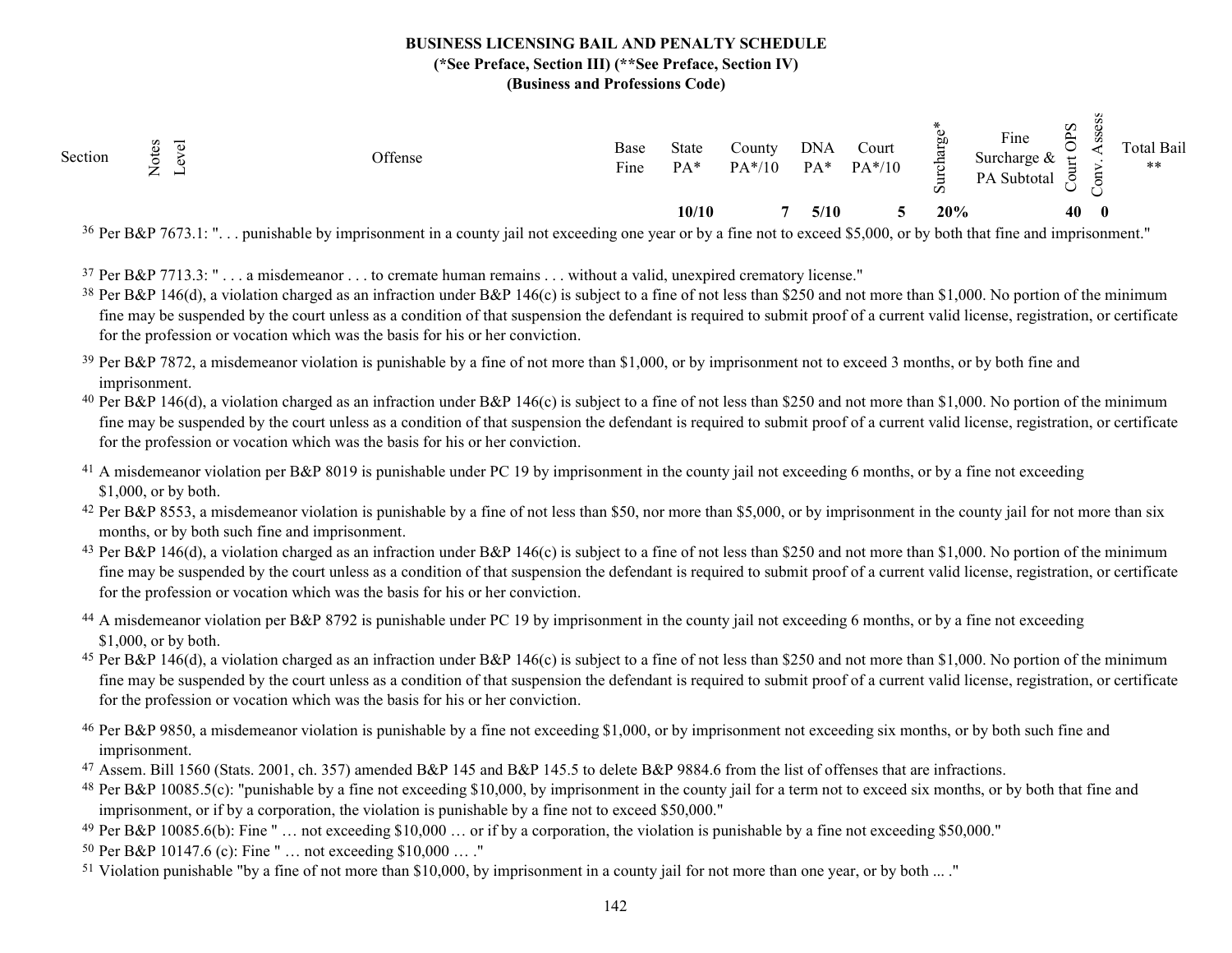**BUSINESS LICENSING BAIL AND PENALTY SCHEDULE**
**(*See Preface, Section III) (**See Preface, Section IV)**
**(Business and Professions Code)**

| Section | Notes | Level | Offense | Base Fine | State PA* | County PA*/10 | DNA PA* | Court PA*/10 | Surcharge* | Fine Surcharge & PA Subtotal | Court OPS | Conv. Assess | Total Bail ** |
|---|---|---|---|---|---|---|---|---|---|---|---|---|---|
| | | | | | 10/10 | 7 | 5/10 | 5 | 20% | | 40 | 0 | |

[36] Per B&P 7673.1: ". . . punishable by imprisonment in a county jail not exceeding one year or by a fine not to exceed $5,000, or by both that fine and imprisonment."

[37] Per B&P 7713.3: " . . . a misdemeanor . . . to cremate human remains . . . without a valid, unexpired crematory license."

[38] Per B&P 146(d), a violation charged as an infraction under B&P 146(c) is subject to a fine of not less than $250 and not more than $1,000. No portion of the minimum fine may be suspended by the court unless as a condition of that suspension the defendant is required to submit proof of a current valid license, registration, or certificate for the profession or vocation which was the basis for his or her conviction.

[39] Per B&P 7872, a misdemeanor violation is punishable by a fine of not more than $1,000, or by imprisonment not to exceed 3 months, or by both fine and imprisonment.

[40] Per B&P 146(d), a violation charged as an infraction under B&P 146(c) is subject to a fine of not less than $250 and not more than $1,000. No portion of the minimum fine may be suspended by the court unless as a condition of that suspension the defendant is required to submit proof of a current valid license, registration, or certificate for the profession or vocation which was the basis for his or her conviction.

[41] A misdemeanor violation per B&P 8019 is punishable under PC 19 by imprisonment in the county jail not exceeding 6 months, or by a fine not exceeding $1,000, or by both.

[42] Per B&P 8553, a misdemeanor violation is punishable by a fine of not less than $50, nor more than $5,000, or by imprisonment in the county jail for not more than six months, or by both such fine and imprisonment.

[43] Per B&P 146(d), a violation charged as an infraction under B&P 146(c) is subject to a fine of not less than $250 and not more than $1,000. No portion of the minimum fine may be suspended by the court unless as a condition of that suspension the defendant is required to submit proof of a current valid license, registration, or certificate for the profession or vocation which was the basis for his or her conviction.

[44] A misdemeanor violation per B&P 8792 is punishable under PC 19 by imprisonment in the county jail not exceeding 6 months, or by a fine not exceeding $1,000, or by both.

[45] Per B&P 146(d), a violation charged as an infraction under B&P 146(c) is subject to a fine of not less than $250 and not more than $1,000. No portion of the minimum fine may be suspended by the court unless as a condition of that suspension the defendant is required to submit proof of a current valid license, registration, or certificate for the profession or vocation which was the basis for his or her conviction.

[46] Per B&P 9850, a misdemeanor violation is punishable by a fine not exceeding $1,000, or by imprisonment not exceeding six months, or by both such fine and imprisonment.

[47] Assem. Bill 1560 (Stats. 2001, ch. 357) amended B&P 145 and B&P 145.5 to delete B&P 9884.6 from the list of offenses that are infractions.

[48] Per B&P 10085.5(c): "punishable by a fine not exceeding $10,000, by imprisonment in the county jail for a term not to exceed six months, or by both that fine and imprisonment, or if by a corporation, the violation is punishable by a fine not to exceed $50,000."

[49] Per B&P 10085.6(b): Fine " … not exceeding $10,000 … or if by a corporation, the violation is punishable by a fine not exceeding $50,000."

[50] Per B&P 10147.6 (c): Fine " … not exceeding $10,000 … ."

[51] Violation punishable "by a fine of not more than $10,000, by imprisonment in a county jail for not more than one year, or by both ... ."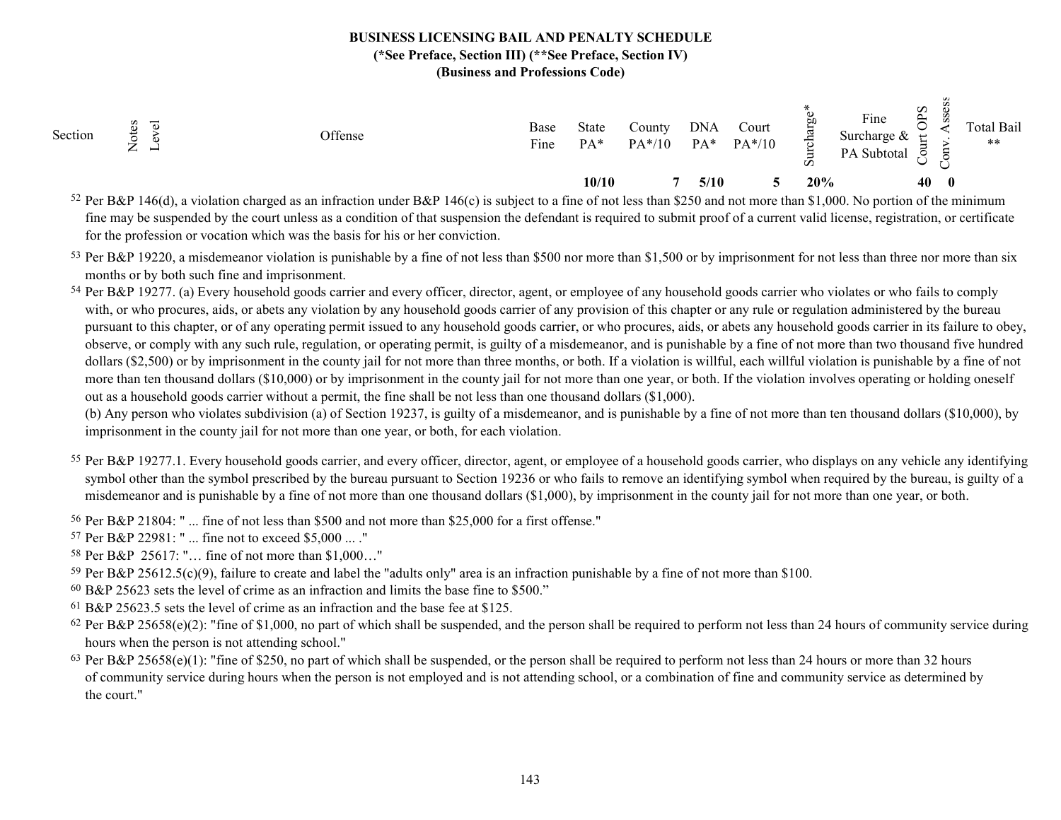# BUSINESS LICENSING BAIL AND PENALTY SCHEDULE

**(\*See Preface, Section III) (\*\*See Preface, Section IV)**

**(Business and Professions Code)**

| Section | Notes | Level | Offense | Base Fine | State PA* | County PA*/10 | DNA PA* | Court PA*/10 | Surcharge* | Fine Surcharge & PA Subtotal | Court OPS | Conv. Assess | Total Bail ** |
|---|---|---|---|---|---|---|---|---|---|---|---|---|---|
| | | | | | **10/10** | **7** | **5/10** | **5** | **20%** | | **40** | **0** | |

[52] Per B&P 146(d), a violation charged as an infraction under B&P 146(c) is subject to a fine of not less than $250 and not more than $1,000. No portion of the minimum fine may be suspended by the court unless as a condition of that suspension the defendant is required to submit proof of a current valid license, registration, or certificate for the profession or vocation which was the basis for his or her conviction.

[53] Per B&P 19220, a misdemeanor violation is punishable by a fine of not less than $500 nor more than $1,500 or by imprisonment for not less than three nor more than six months or by both such fine and imprisonment.

[54] Per B&P 19277. (a) Every household goods carrier and every officer, director, agent, or employee of any household goods carrier who violates or who fails to comply with, or who procures, aids, or abets any violation by any household goods carrier of any provision of this chapter or any rule or regulation administered by the bureau pursuant to this chapter, or of any operating permit issued to any household goods carrier, or who procures, aids, or abets any household goods carrier in its failure to obey, observe, or comply with any such rule, regulation, or operating permit, is guilty of a misdemeanor, and is punishable by a fine of not more than two thousand five hundred dollars ($2,500) or by imprisonment in the county jail for not more than three months, or both. If a violation is willful, each willful violation is punishable by a fine of not more than ten thousand dollars ($10,000) or by imprisonment in the county jail for not more than one year, or both. If the violation involves operating or holding oneself out as a household goods carrier without a permit, the fine shall be not less than one thousand dollars ($1,000).
(b) Any person who violates subdivision (a) of Section 19237, is guilty of a misdemeanor, and is punishable by a fine of not more than ten thousand dollars ($10,000), by imprisonment in the county jail for not more than one year, or both, for each violation.

[55] Per B&P 19277.1. Every household goods carrier, and every officer, director, agent, or employee of a household goods carrier, who displays on any vehicle any identifying symbol other than the symbol prescribed by the bureau pursuant to Section 19236 or who fails to remove an identifying symbol when required by the bureau, is guilty of a misdemeanor and is punishable by a fine of not more than one thousand dollars ($1,000), by imprisonment in the county jail for not more than one year, or both.

[56] Per B&P 21804: " ... fine of not less than $500 and not more than $25,000 for a first offense."

[57] Per B&P 22981: " ... fine not to exceed $5,000 ... ."

[58] Per B&P 25617: "… fine of not more than $1,000…"

[59] Per B&P 25612.5(c)(9), failure to create and label the "adults only" area is an infraction punishable by a fine of not more than $100.

[60] B&P 25623 sets the level of crime as an infraction and limits the base fine to $500."

[61] B&P 25623.5 sets the level of crime as an infraction and the base fee at $125.

[62] Per B&P 25658(e)(2): "fine of $1,000, no part of which shall be suspended, and the person shall be required to perform not less than 24 hours of community service during hours when the person is not attending school."

[63] Per B&P 25658(e)(1): "fine of $250, no part of which shall be suspended, or the person shall be required to perform not less than 24 hours or more than 32 hours of community service during hours when the person is not employed and is not attending school, or a combination of fine and community service as determined by the court."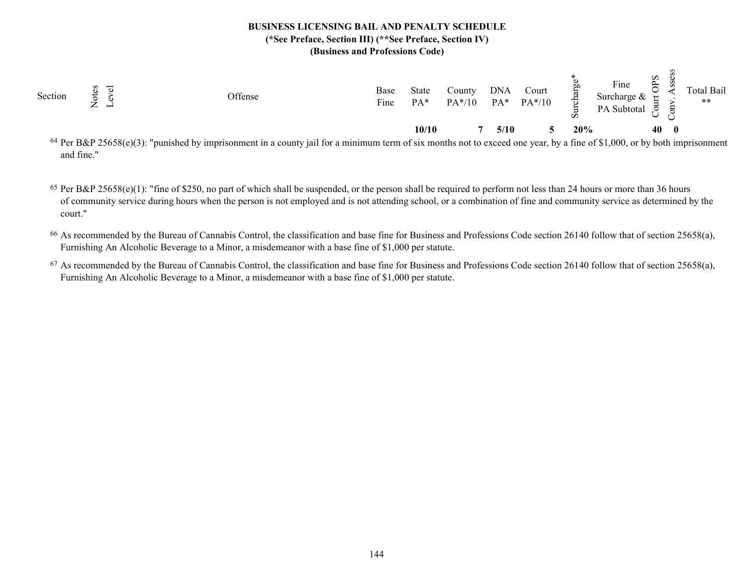**BUSINESS LICENSING BAIL AND PENALTY SCHEDULE**
**(*See Preface, Section III) (**See Preface, Section IV)**
**(Business and Professions Code)**

| Section | Notes | Level | Offense | Base Fine | State PA* | County PA*/10 | DNA PA* | Court PA*/10 | Surcharge* | Fine Surcharge & PA Subtotal | Court OPS | Conv. Assess | Total Bail ** |
|---|---|---|---|---|---|---|---|---|---|---|---|---|---|
| | | | | | 10/10 | 7 | 5/10 | 5 | 20% | | 40 | 0 | |

[64] Per B&P 25658(e)(3): "punished by imprisonment in a county jail for a minimum term of six months not to exceed one year, by a fine of $1,000, or by both imprisonment and fine."

[65] Per B&P 25658(e)(1): "fine of $250, no part of which shall be suspended, or the person shall be required to perform not less than 24 hours or more than 36 hours of community service during hours when the person is not employed and is not attending school, or a combination of fine and community service as determined by the court."

[66] As recommended by the Bureau of Cannabis Control, the classification and base fine for Business and Professions Code section 26140 follow that of section 25658(a), Furnishing An Alcoholic Beverage to a Minor, a misdemeanor with a base fine of $1,000 per statute.

[67] As recommended by the Bureau of Cannabis Control, the classification and base fine for Business and Professions Code section 26140 follow that of section 25658(a), Furnishing An Alcoholic Beverage to a Minor, a misdemeanor with a base fine of $1,000 per statute.